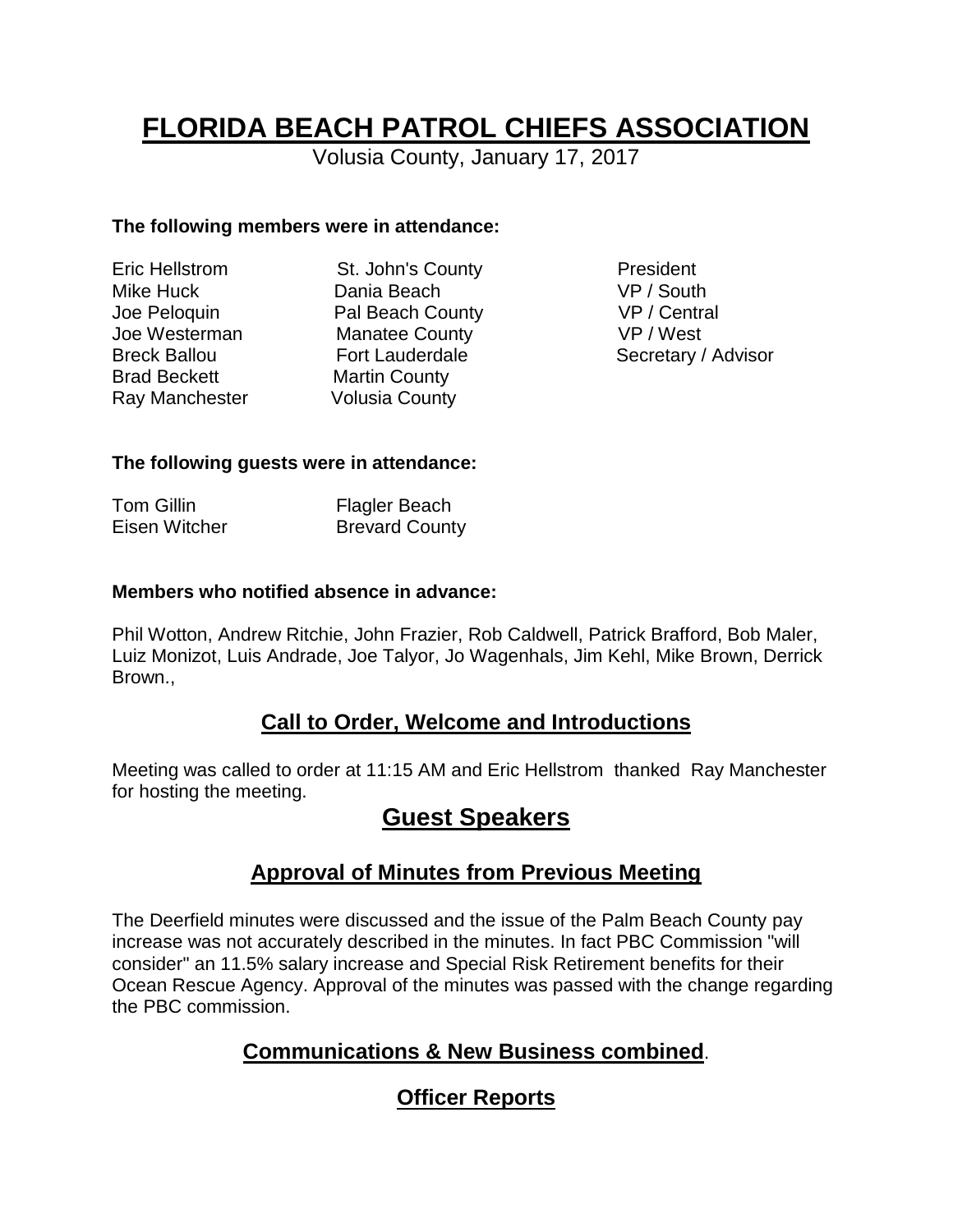# FLORIDA BEACH PATROL CHIEFS ASSOCIATION

Volusia County, January 17, 2017

**The following members were in attendance:**

| | | |
|---|---|---|
| Eric Hellstrom | St. John's County | President |
| Mike Huck | Dania Beach | VP / South |
| Joe Peloquin | Pal Beach County | VP / Central |
| Joe Westerman | Manatee County | VP / West |
| Breck Ballou | Fort Lauderdale | Secretary / Advisor |
| Brad Beckett | Martin County | |
| Ray Manchester | Volusia County | |

**The following guests were in attendance:**

| | |
|---|---|
| Tom Gillin | Flagler Beach |
| Eisen Witcher | Brevard County |

**Members who notified absence in advance:**

Phil Wotton, Andrew Ritchie, John Frazier, Rob Caldwell, Patrick Brafford, Bob Maler, Luiz Monizot, Luis Andrade, Joe Talyor, Jo Wagenhals, Jim Kehl, Mike Brown, Derrick Brown.,

## Call to Order, Welcome and Introductions

Meeting was called to order at 11:15 AM and Eric Hellstrom thanked Ray Manchester for hosting the meeting.

## Guest Speakers

## Approval of Minutes from Previous Meeting

The Deerfield minutes were discussed and the issue of the Palm Beach County pay increase was not accurately described in the minutes. In fact PBC Commission "will consider" an 11.5% salary increase and Special Risk Retirement benefits for their Ocean Rescue Agency. Approval of the minutes was passed with the change regarding the PBC commission.

## Communications & New Business combined.

## Officer Reports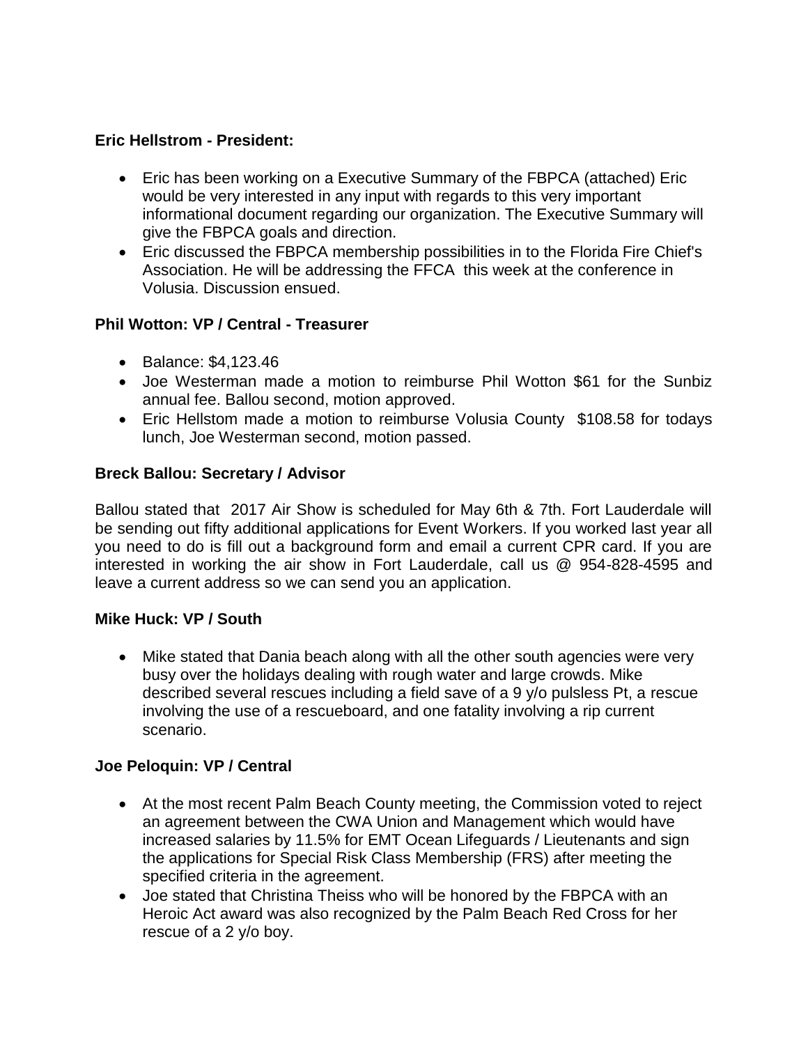**Eric Hellstrom - President:**

- Eric has been working on a Executive Summary of the FBPCA (attached) Eric would be very interested in any input with regards to this very important informational document regarding our organization. The Executive Summary will give the FBPCA goals and direction.
- Eric discussed the FBPCA membership possibilities in to the Florida Fire Chief's Association. He will be addressing the FFCA this week at the conference in Volusia. Discussion ensued.

**Phil Wotton: VP / Central - Treasurer**

- Balance: $4,123.46
- Joe Westerman made a motion to reimburse Phil Wotton $61 for the Sunbiz annual fee. Ballou second, motion approved.
- Eric Hellstom made a motion to reimburse Volusia County $108.58 for todays lunch, Joe Westerman second, motion passed.

**Breck Ballou: Secretary / Advisor**

Ballou stated that 2017 Air Show is scheduled for May 6th & 7th. Fort Lauderdale will be sending out fifty additional applications for Event Workers. If you worked last year all you need to do is fill out a background form and email a current CPR card. If you are interested in working the air show in Fort Lauderdale, call us @ 954-828-4595 and leave a current address so we can send you an application.

**Mike Huck: VP / South**

- Mike stated that Dania beach along with all the other south agencies were very busy over the holidays dealing with rough water and large crowds. Mike described several rescues including a field save of a 9 y/o pulsless Pt, a rescue involving the use of a rescueboard, and one fatality involving a rip current scenario.

**Joe Peloquin: VP / Central**

- At the most recent Palm Beach County meeting, the Commission voted to reject an agreement between the CWA Union and Management which would have increased salaries by 11.5% for EMT Ocean Lifeguards / Lieutenants and sign the applications for Special Risk Class Membership (FRS) after meeting the specified criteria in the agreement.
- Joe stated that Christina Theiss who will be honored by the FBPCA with an Heroic Act award was also recognized by the Palm Beach Red Cross for her rescue of a 2 y/o boy.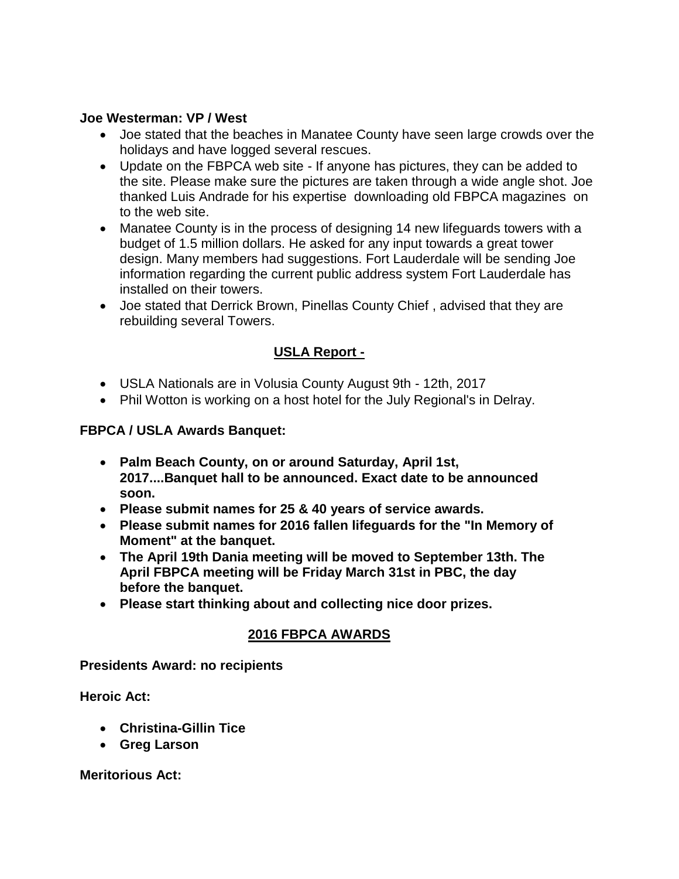**Joe Westerman: VP / West**

- Joe stated that the beaches in Manatee County have seen large crowds over the holidays and have logged several rescues.
- Update on the FBPCA web site - If anyone has pictures, they can be added to the site. Please make sure the pictures are taken through a wide angle shot. Joe thanked Luis Andrade for his expertise downloading old FBPCA magazines on to the web site.
- Manatee County is in the process of designing 14 new lifeguards towers with a budget of 1.5 million dollars. He asked for any input towards a great tower design. Many members had suggestions. Fort Lauderdale will be sending Joe information regarding the current public address system Fort Lauderdale has installed on their towers.
- Joe stated that Derrick Brown, Pinellas County Chief , advised that they are rebuilding several Towers.

## USLA Report -

- USLA Nationals are in Volusia County August 9th - 12th, 2017
- Phil Wotton is working on a host hotel for the July Regional's in Delray.

**FBPCA / USLA Awards Banquet:**

- **Palm Beach County, on or around Saturday, April 1st, 2017....Banquet hall to be announced. Exact date to be announced soon.**
- **Please submit names for 25 & 40 years of service awards.**
- **Please submit names for 2016 fallen lifeguards for the "In Memory of Moment" at the banquet.**
- **The April 19th Dania meeting will be moved to September 13th. The April FBPCA meeting will be Friday March 31st in PBC, the day before the banquet.**
- **Please start thinking about and collecting nice door prizes.**

## 2016 FBPCA AWARDS

**Presidents Award: no recipients**

**Heroic Act:**

- **Christina-Gillin Tice**
- **Greg Larson**

**Meritorious Act:**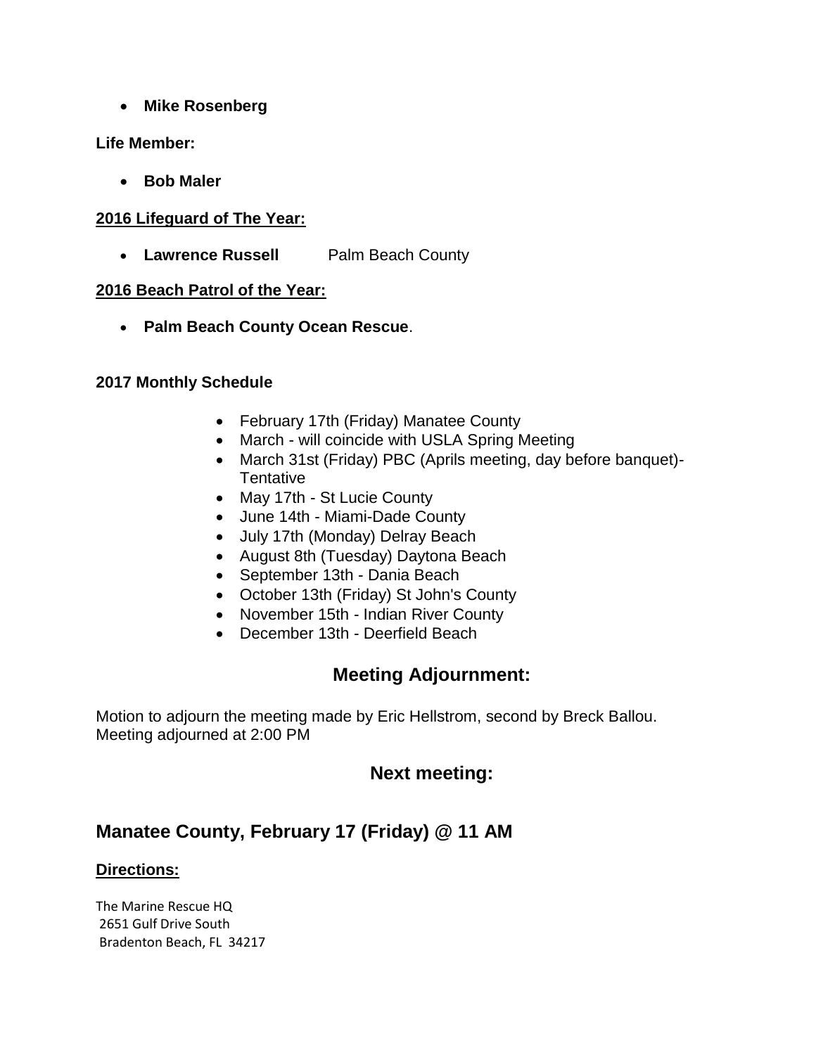- **Mike Rosenberg**

**Life Member:**

- **Bob Maler**

**2016 Lifeguard of The Year:**

- **Lawrence Russell** Palm Beach County

**2016 Beach Patrol of the Year:**

- **Palm Beach County Ocean Rescue**.

**2017 Monthly Schedule**

- February 17th (Friday) Manatee County
- March - will coincide with USLA Spring Meeting
- March 31st (Friday) PBC (Aprils meeting, day before banquet)- Tentative
- May 17th - St Lucie County
- June 14th - Miami-Dade County
- July 17th (Monday) Delray Beach
- August 8th (Tuesday) Daytona Beach
- September 13th - Dania Beach
- October 13th (Friday) St John's County
- November 15th - Indian River County
- December 13th - Deerfield Beach

## Meeting Adjournment:

Motion to adjourn the meeting made by Eric Hellstrom, second by Breck Ballou.
Meeting adjourned at 2:00 PM

## Next meeting:

## Manatee County, February 17 (Friday) @ 11 AM

**Directions:**

The Marine Rescue HQ
2651 Gulf Drive South
Bradenton Beach, FL 34217